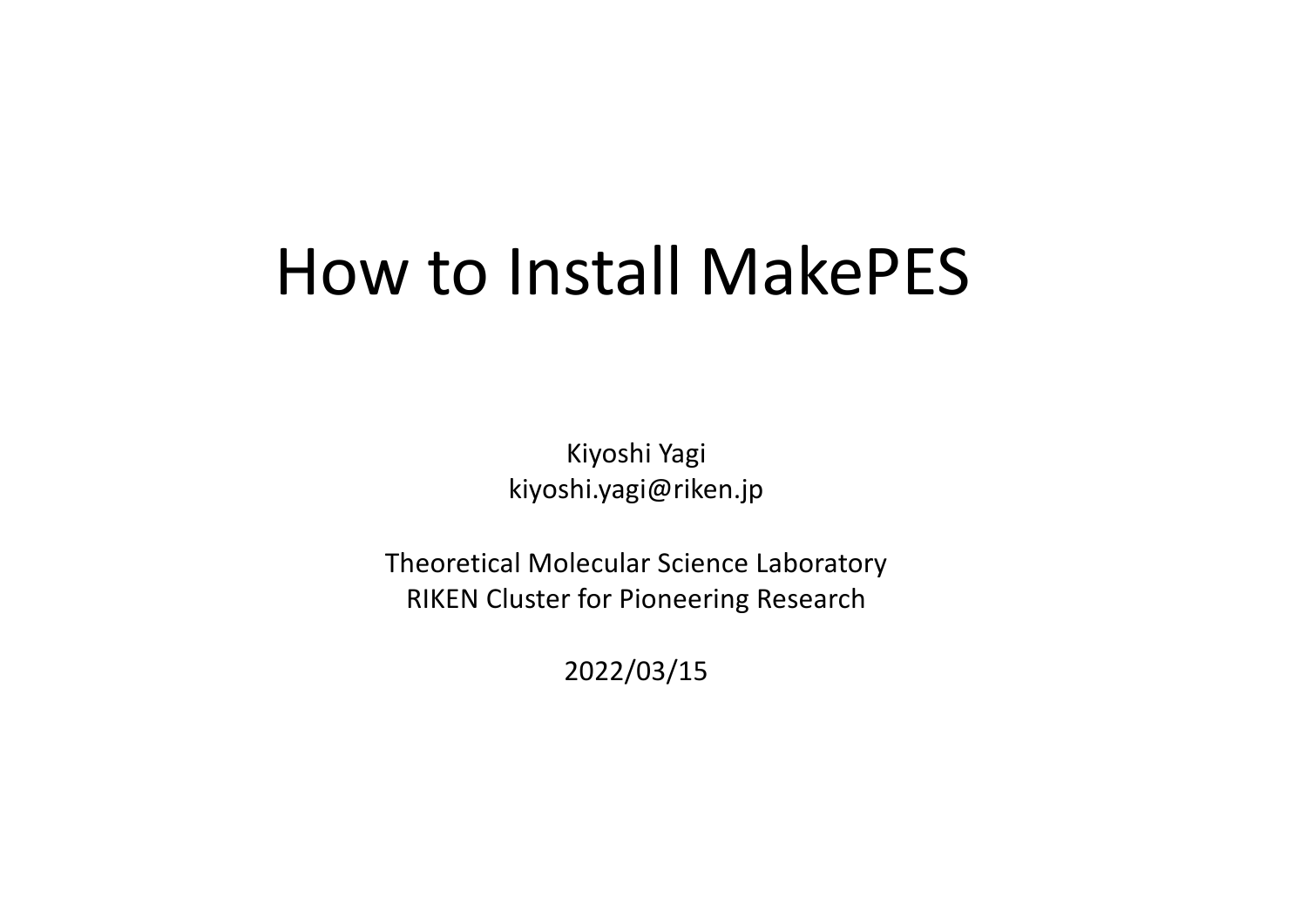# How to Install MakePES

Kiyoshi Yagi
kiyoshi.yagi@riken.jp

Theoretical Molecular Science Laboratory
RIKEN Cluster for Pioneering Research

2022/03/15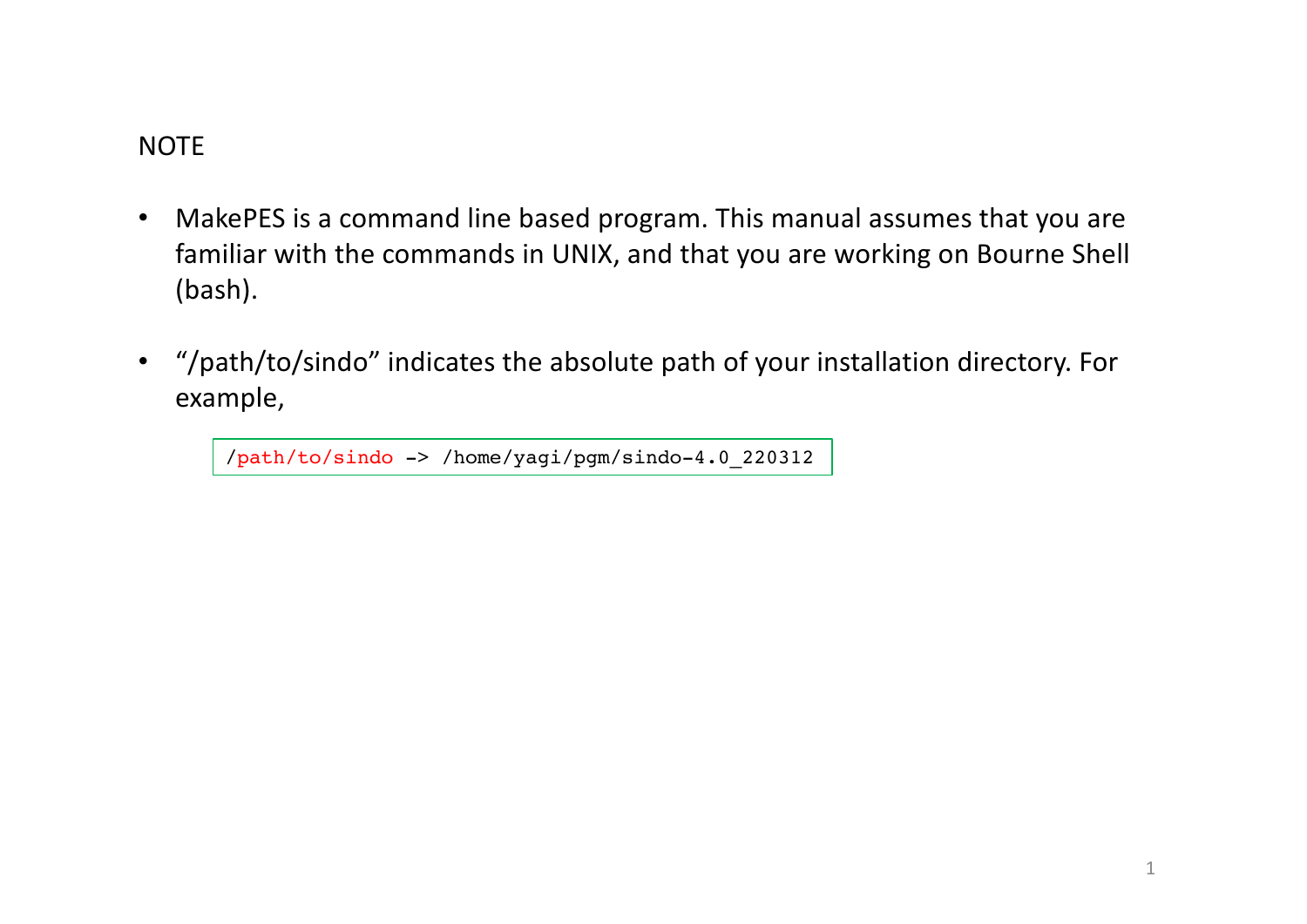NOTE

- MakePES is a command line based program. This manual assumes that you are familiar with the commands in UNIX, and that you are working on Bourne Shell (bash).

- "/path/to/sindo" indicates the absolute path of your installation directory. For example,

```
/path/to/sindo -> /home/yagi/pgm/sindo-4.0_220312
```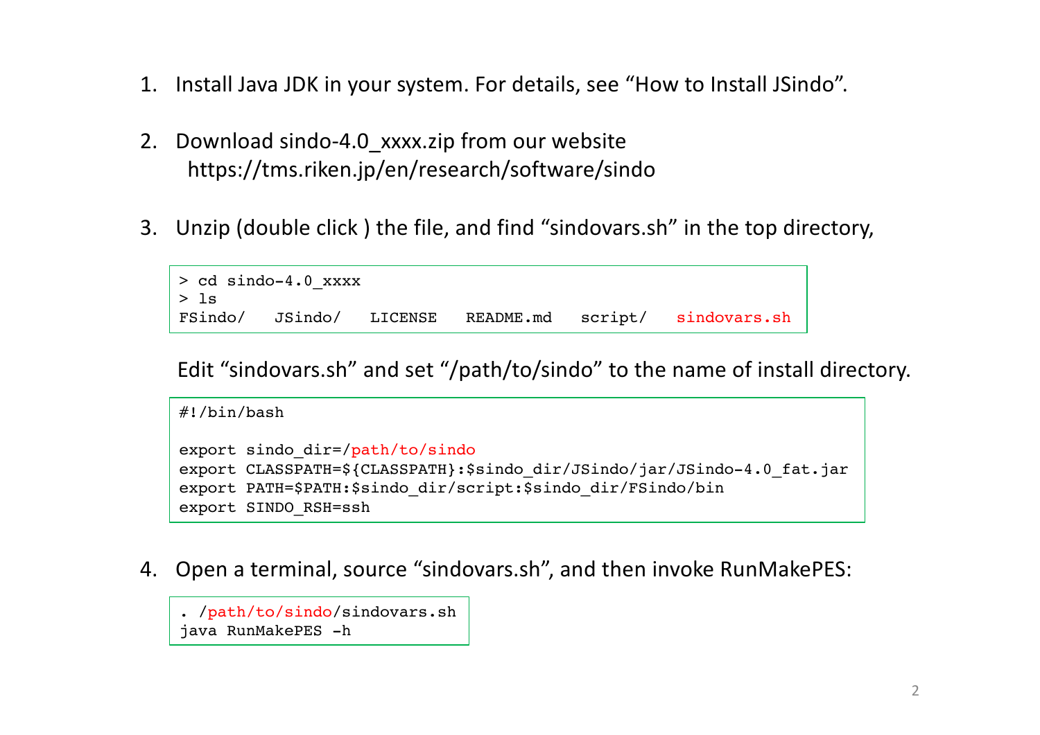1. Install Java JDK in your system. For details, see “How to Install JSindo”.

2. Download sindo-4.0_xxxx.zip from our website
   https://tms.riken.jp/en/research/software/sindo

3. Unzip (double click ) the file, and find “sindovars.sh” in the top directory,

```
> cd sindo-4.0_xxxx
> ls
FSindo/   JSindo/   LICENSE   README.md   script/   sindovars.sh
```

   Edit “sindovars.sh” and set “/path/to/sindo” to the name of install directory.

```
#!/bin/bash

export sindo_dir=/path/to/sindo
export CLASSPATH=${CLASSPATH}:$sindo_dir/JSindo/jar/JSindo-4.0_fat.jar
export PATH=$PATH:$sindo_dir/script:$sindo_dir/FSindo/bin
export SINDO_RSH=ssh
```

4. Open a terminal, source “sindovars.sh”, and then invoke RunMakePES:

```
. /path/to/sindo/sindovars.sh
java RunMakePES -h
```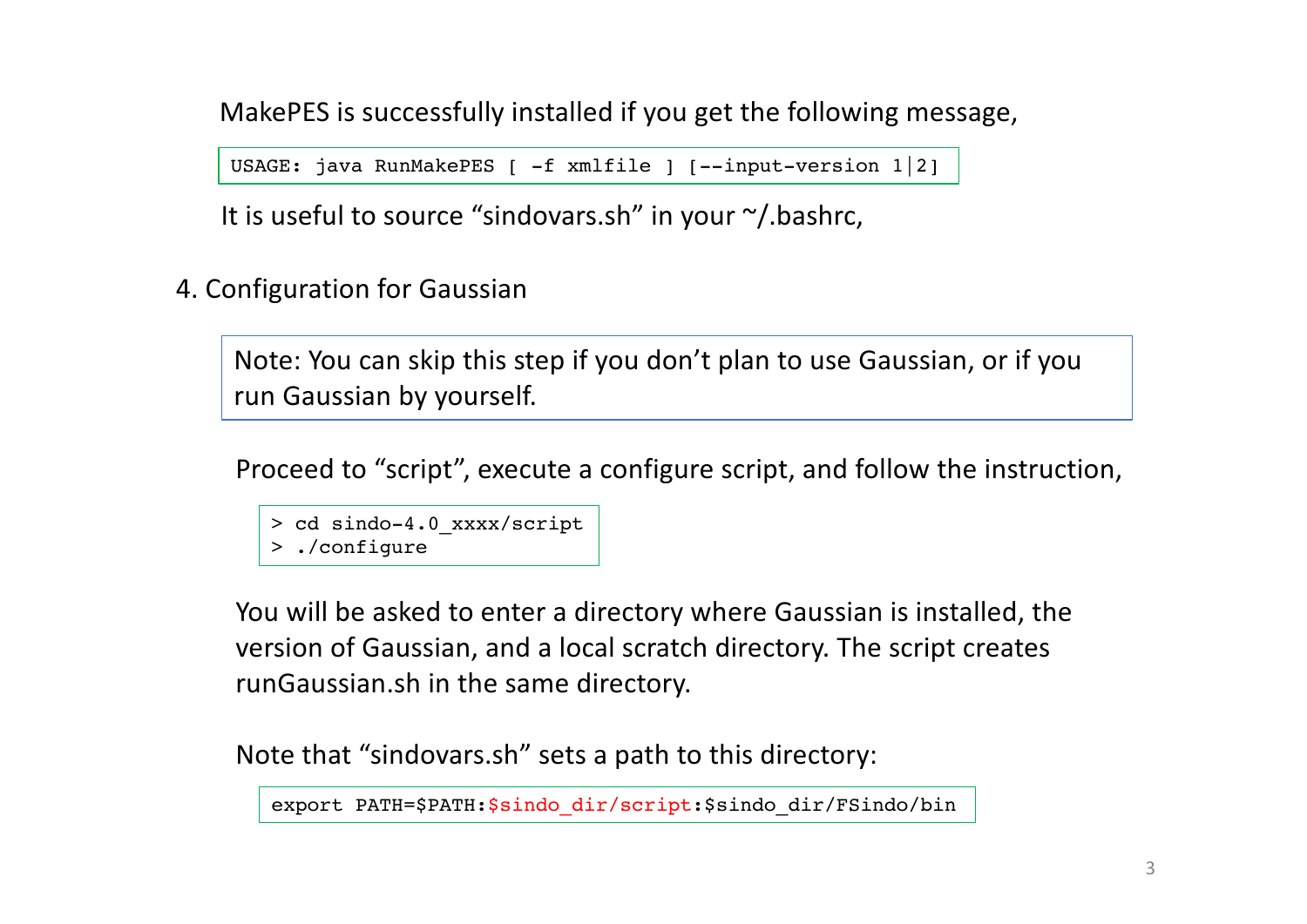MakePES is successfully installed if you get the following message,

```
USAGE: java RunMakePES [ -f xmlfile ] [--input-version 1|2]
```

It is useful to source “sindovars.sh” in your ~/.bashrc,

## 4. Configuration for Gaussian

> Note: You can skip this step if you don’t plan to use Gaussian, or if you run Gaussian by yourself.

Proceed to “script”, execute a configure script, and follow the instruction,

```
> cd sindo-4.0_xxxx/script
> ./configure
```

You will be asked to enter a directory where Gaussian is installed, the version of Gaussian, and a local scratch directory. The script creates runGaussian.sh in the same directory.

Note that “sindovars.sh” sets a path to this directory:

```
export PATH=$PATH:$sindo_dir/script:$sindo_dir/FSindo/bin
```